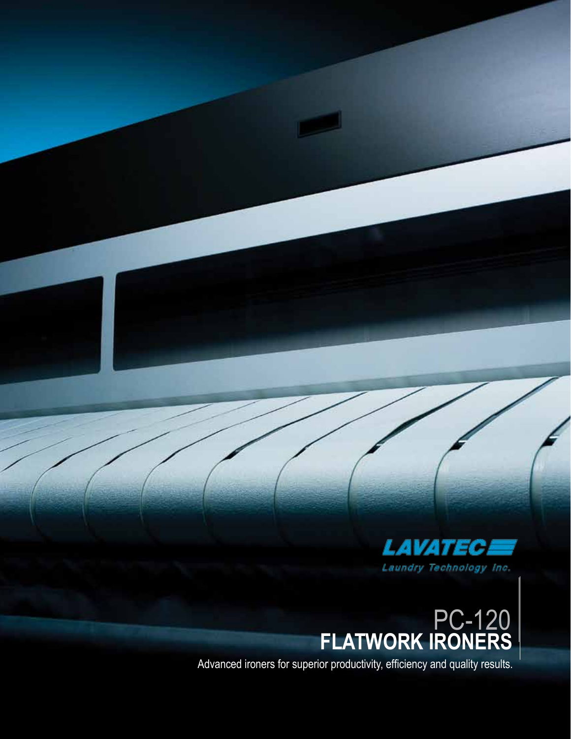LAVATEC

Laundry Technology Inc.

# PC-120 FLATWORK IRONERS

Advanced ironers for superior productivity, efficiency and quality results.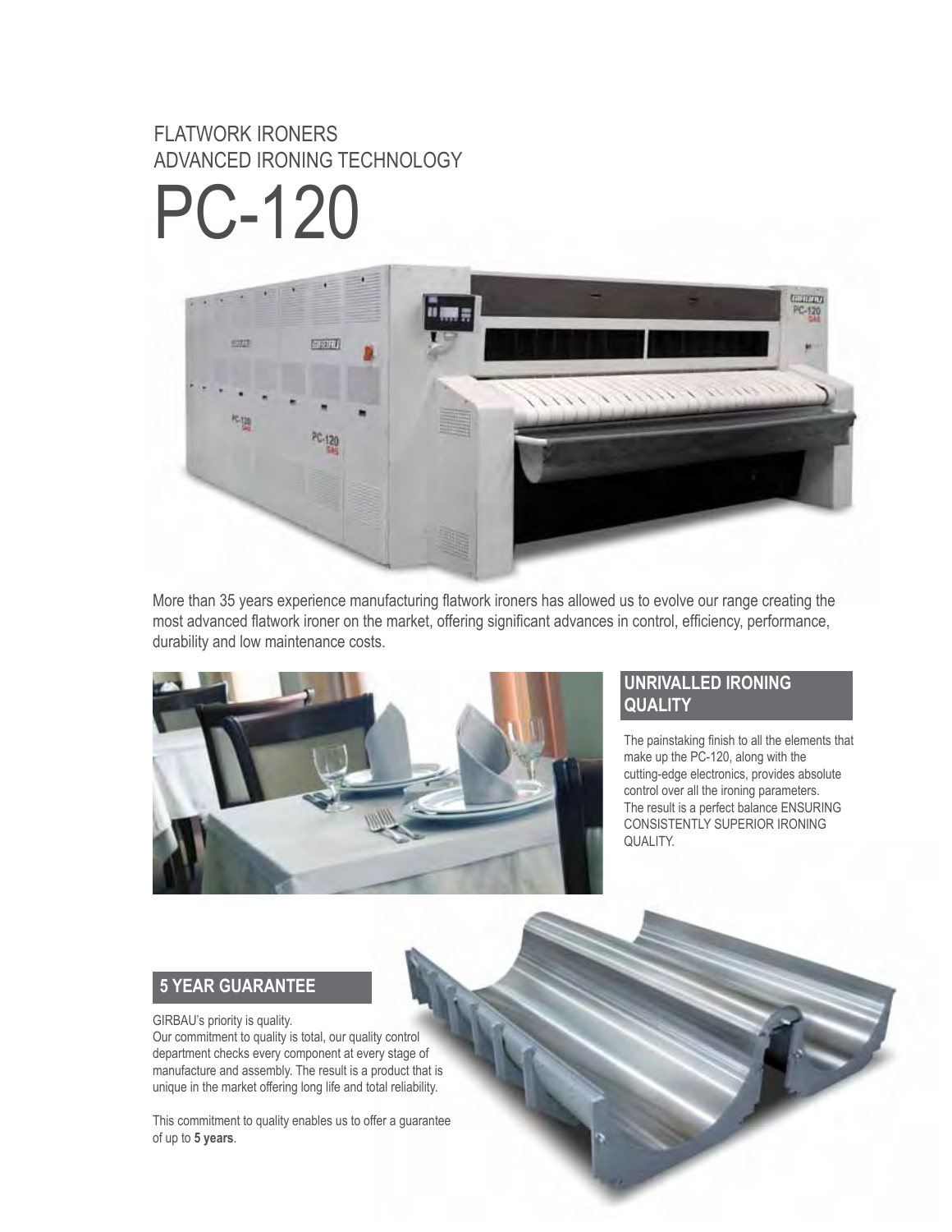FLATWORK IRONERS
ADVANCED IRONING TECHNOLOGY

# PC-120

More than 35 years experience manufacturing flatwork ironers has allowed us to evolve our range creating the most advanced flatwork ironer on the market, offering significant advances in control, efficiency, performance, durability and low maintenance costs.

## UNRIVALLED IRONING QUALITY

The painstaking finish to all the elements that make up the PC-120, along with the cutting-edge electronics, provides absolute control over all the ironing parameters. The result is a perfect balance ENSURING CONSISTENTLY SUPERIOR IRONING QUALITY.

## 5 YEAR GUARANTEE

GIRBAU's priority is quality.
Our commitment to quality is total, our quality control department checks every component at every stage of manufacture and assembly. The result is a product that is unique in the market offering long life and total reliability.

This commitment to quality enables us to offer a guarantee of up to **5 years**.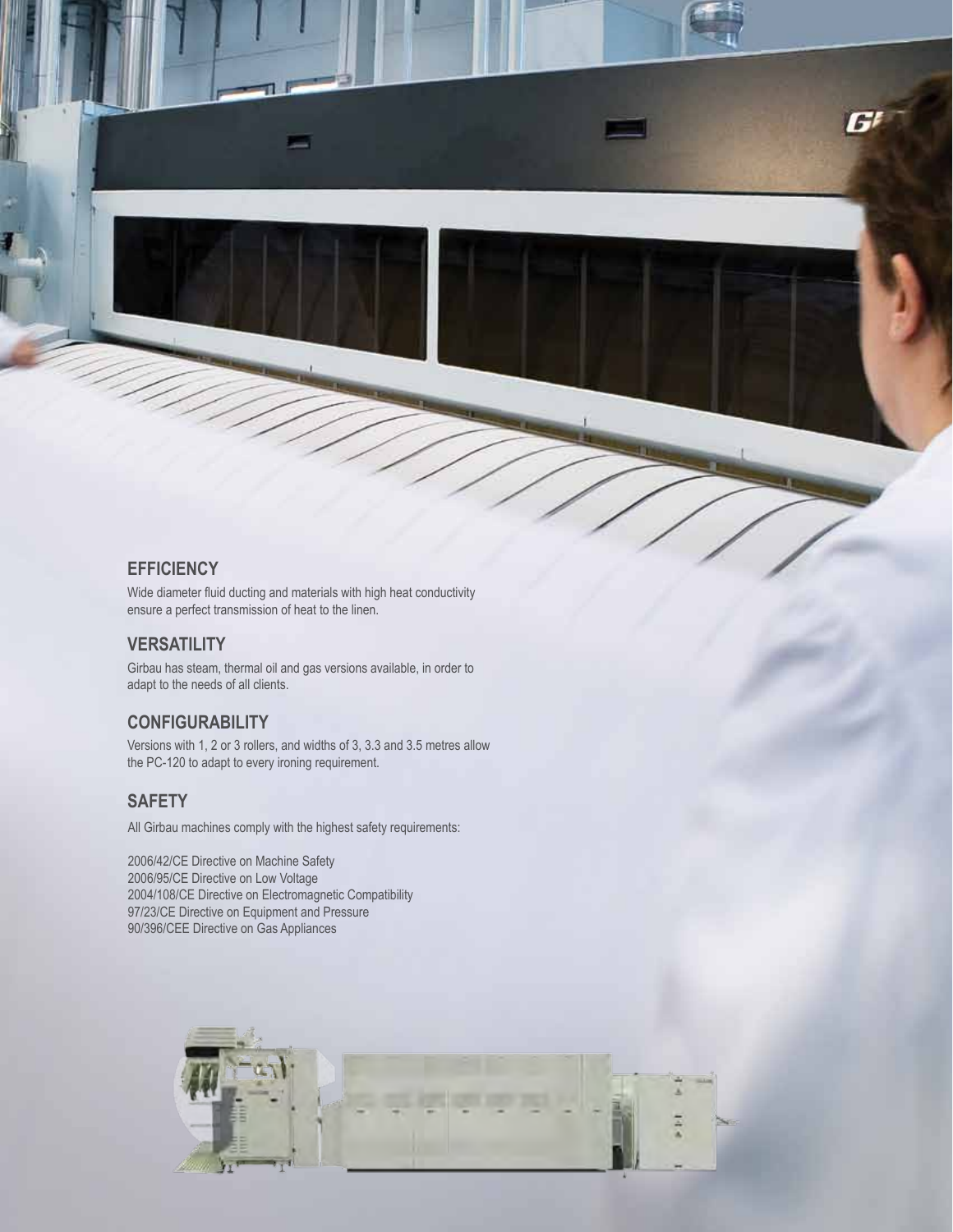## EFFICIENCY

Wide diameter fluid ducting and materials with high heat conductivity ensure a perfect transmission of heat to the linen.

## VERSATILITY

Girbau has steam, thermal oil and gas versions available, in order to adapt to the needs of all clients.

## CONFIGURABILITY

Versions with 1, 2 or 3 rollers, and widths of 3, 3.3 and 3.5 metres allow the PC-120 to adapt to every ironing requirement.

## SAFETY

All Girbau machines comply with the highest safety requirements:

2006/42/CE Directive on Machine Safety
2006/95/CE Directive on Low Voltage
2004/108/CE Directive on Electromagnetic Compatibility
97/23/CE Directive on Equipment and Pressure
90/396/CEE Directive on Gas Appliances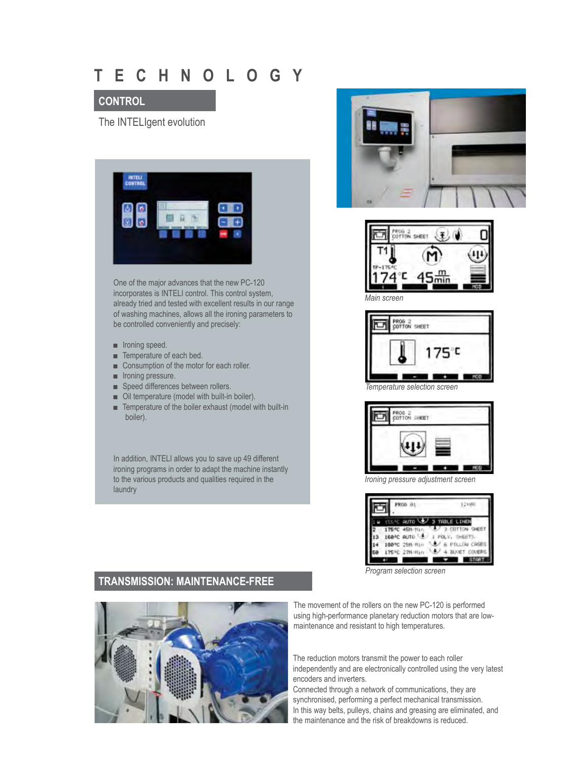# TECHNOLOGY

## CONTROL

The INTELIgent evolution

One of the major advances that the new PC-120 incorporates is INTELI control. This control system, already tried and tested with excellent results in our range of washing machines, allows all the ironing parameters to be controlled conveniently and precisely:

- Ironing speed.
- Temperature of each bed.
- Consumption of the motor for each roller.
- Ironing pressure.
- Speed differences between rollers.
- Oil temperature (model with built-in boiler).
- Temperature of the boiler exhaust (model with built-in boiler).

In addition, INTELI allows you to save up 49 different ironing programs in order to adapt the machine instantly to the various products and qualities required in the laundry

*Main screen*

*Temperature selection screen*

*Ironing pressure adjustment screen*

*Program selection screen*

## TRANSMISSION: MAINTENANCE-FREE

The movement of the rollers on the new PC-120 is performed using high-performance planetary reduction motors that are low-maintenance and resistant to high temperatures.

The reduction motors transmit the power to each roller independently and are electronically controlled using the very latest encoders and inverters.

Connected through a network of communications, they are synchronised, performing a perfect mechanical transmission. In this way belts, pulleys, chains and greasing are eliminated, and the maintenance and the risk of breakdowns is reduced.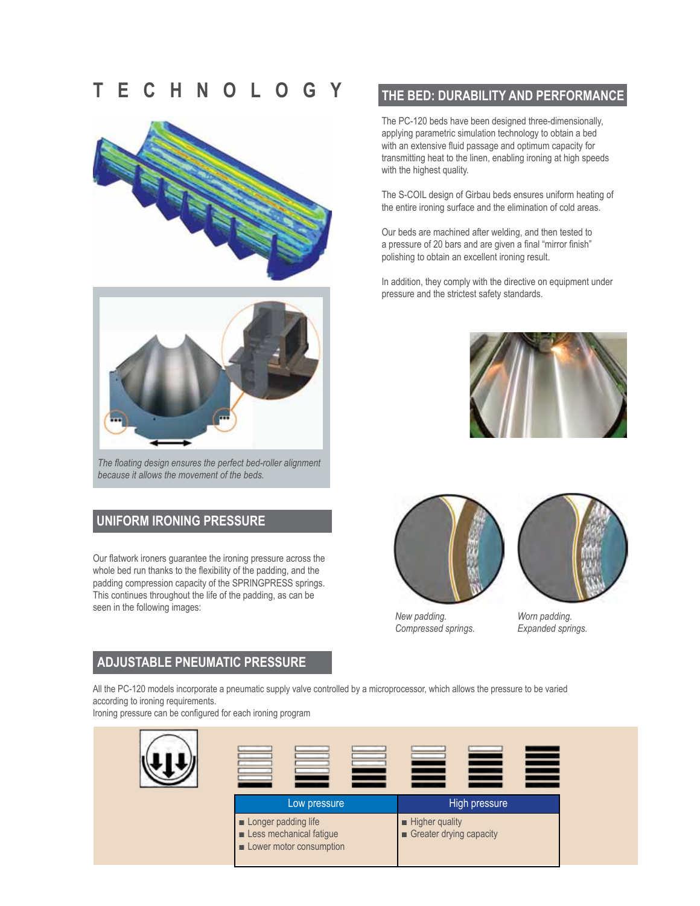# TECHNOLOGY

The floating design ensures the perfect bed-roller alignment because it allows the movement of the beds.

## THE BED: DURABILITY AND PERFORMANCE

The PC-120 beds have been designed three-dimensionally, applying parametric simulation technology to obtain a bed with an extensive fluid passage and optimum capacity for transmitting heat to the linen, enabling ironing at high speeds with the highest quality.

The S-COIL design of Girbau beds ensures uniform heating of the entire ironing surface and the elimination of cold areas.

Our beds are machined after welding, and then tested to a pressure of 20 bars and are given a final "mirror finish" polishing to obtain an excellent ironing result.

In addition, they comply with the directive on equipment under pressure and the strictest safety standards.

## UNIFORM IRONING PRESSURE

Our flatwork ironers guarantee the ironing pressure across the whole bed run thanks to the flexibility of the padding, and the padding compression capacity of the SPRINGPRESS springs. This continues throughout the life of the padding, as can be seen in the following images:

*New padding. Compressed springs.*

*Worn padding. Expanded springs.*

## ADJUSTABLE PNEUMATIC PRESSURE

All the PC-120 models incorporate a pneumatic supply valve controlled by a microprocessor, which allows the pressure to be varied according to ironing requirements.
Ironing pressure can be configured for each ironing program

| Low pressure | High pressure |
| --- | --- |
| ■ Longer padding life<br>■ Less mechanical fatigue<br>■ Lower motor consumption | ■ Higher quality<br>■ Greater drying capacity |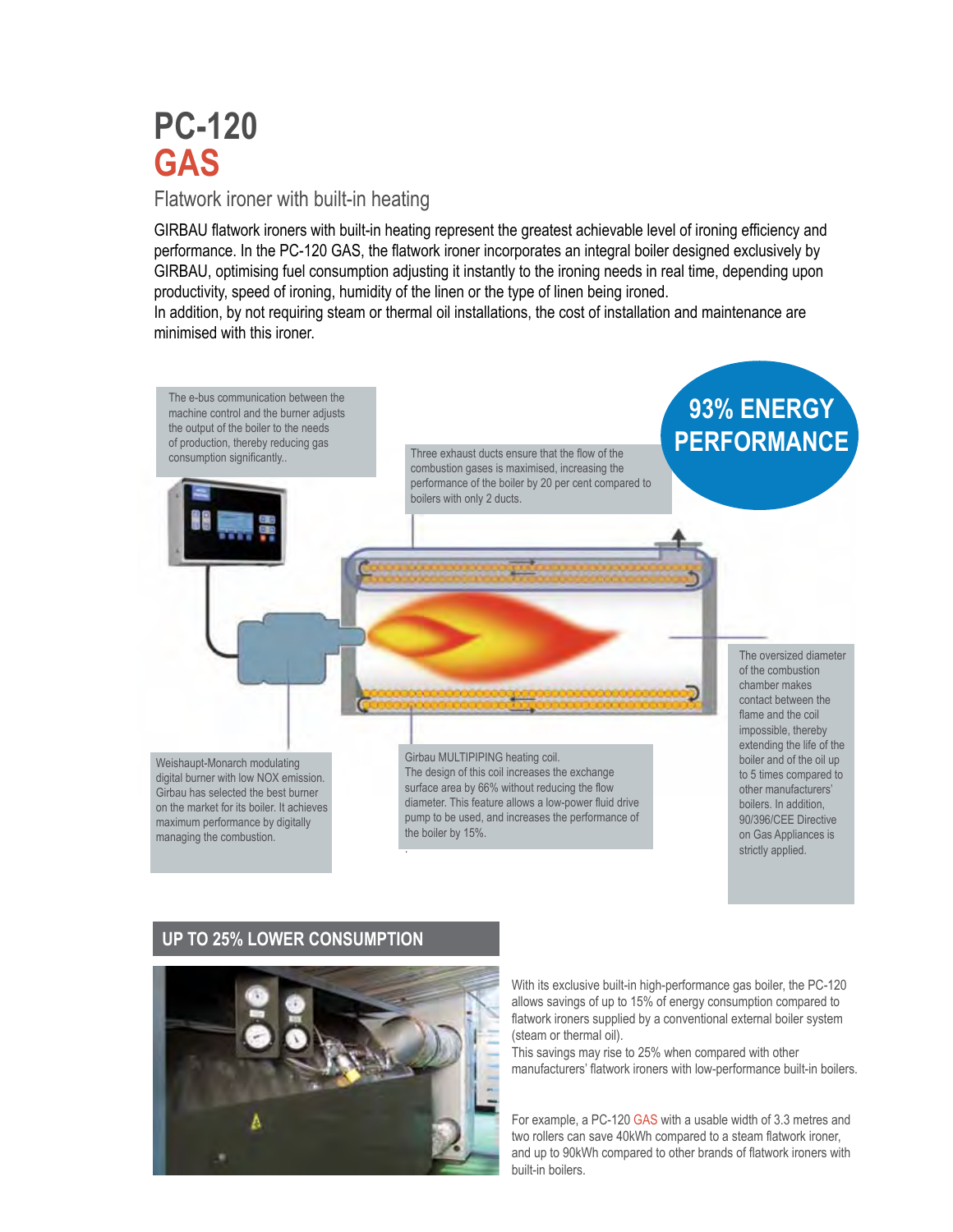# PC-120
# GAS

## Flatwork ironer with built-in heating

GIRBAU flatwork ironers with built-in heating represent the greatest achievable level of ironing efficiency and performance. In the PC-120 GAS, the flatwork ironer incorporates an integral boiler designed exclusively by GIRBAU, optimising fuel consumption adjusting it instantly to the ironing needs in real time, depending upon productivity, speed of ironing, humidity of the linen or the type of linen being ironed.
In addition, by not requiring steam or thermal oil installations, the cost of installation and maintenance are minimised with this ironer.

The e-bus communication between the machine control and the burner adjusts the output of the boiler to the needs of production, thereby reducing gas consumption significantly..

Three exhaust ducts ensure that the flow of the combustion gases is maximised, increasing the performance of the boiler by 20 per cent compared to boilers with only 2 ducts.

**93% ENERGY PERFORMANCE**

The oversized diameter of the combustion chamber makes contact between the flame and the coil impossible, thereby extending the life of the boiler and of the oil up to 5 times compared to other manufacturers' boilers. In addition, 90/396/CEE Directive on Gas Appliances is strictly applied.

Weishaupt-Monarch modulating digital burner with low NOX emission. Girbau has selected the best burner on the market for its boiler. It achieves maximum performance by digitally managing the combustion.

Girbau MULTIPIPING heating coil.
The design of this coil increases the exchange surface area by 66% without reducing the flow diameter. This feature allows a low-power fluid drive pump to be used, and increases the performance of the boiler by 15%.

## UP TO 25% LOWER CONSUMPTION

With its exclusive built-in high-performance gas boiler, the PC-120 allows savings of up to 15% of energy consumption compared to flatwork ironers supplied by a conventional external boiler system (steam or thermal oil).
This savings may rise to 25% when compared with other manufacturers' flatwork ironers with low-performance built-in boilers.

For example, a PC-120 GAS with a usable width of 3.3 metres and two rollers can save 40kWh compared to a steam flatwork ironer, and up to 90kWh compared to other brands of flatwork ironers with built-in boilers.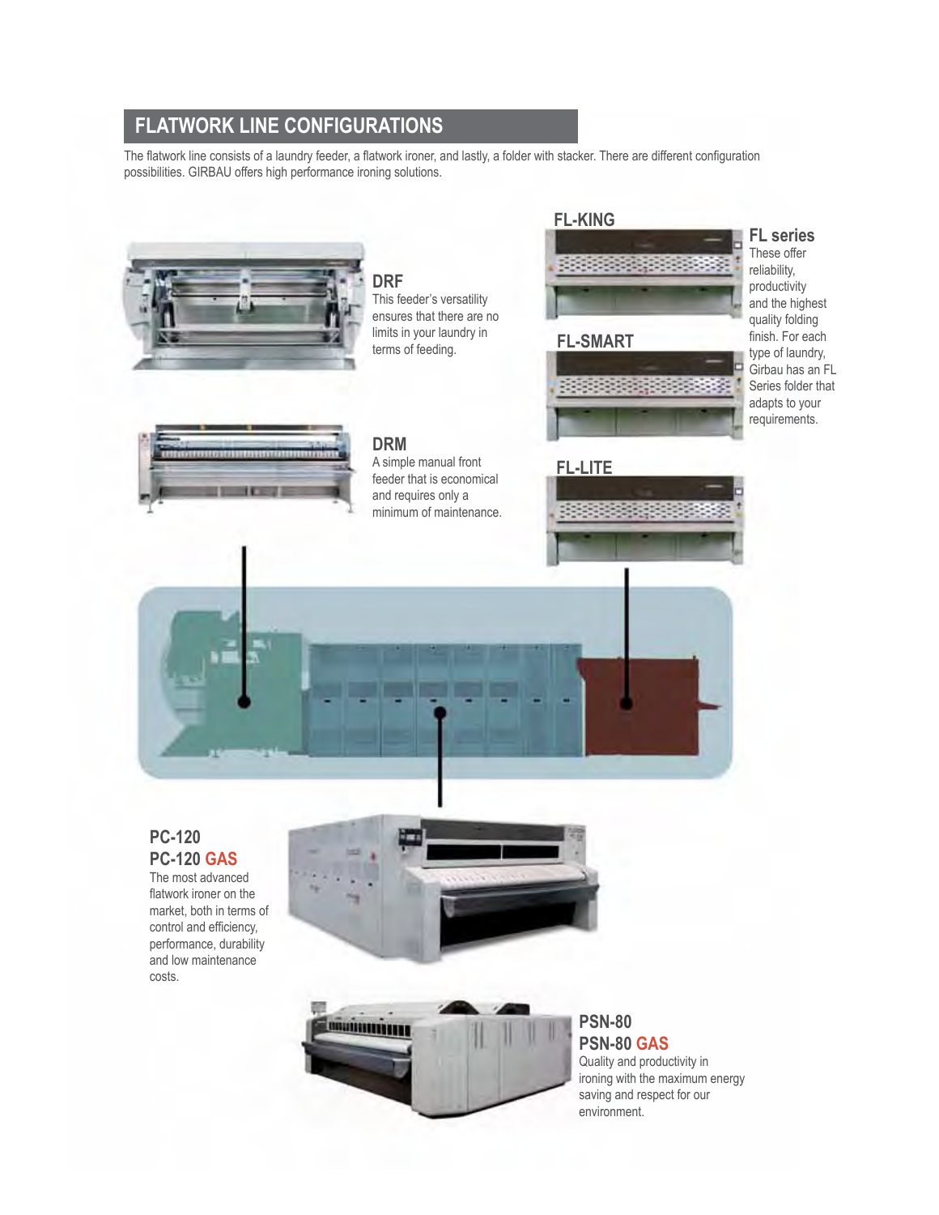## FLATWORK LINE CONFIGURATIONS

The flatwork line consists of a laundry feeder, a flatwork ironer, and lastly, a folder with stacker. There are different configuration possibilities. GIRBAU offers high performance ironing solutions.

### DRF

This feeder's versatility ensures that there are no limits in your laundry in terms of feeding.

### DRM

A simple manual front feeder that is economical and requires only a minimum of maintenance.

### FL-KING

### FL-SMART

### FL-LITE

### FL series

These offer reliability, productivity and the highest quality folding finish. For each type of laundry, Girbau has an FL Series folder that adapts to your requirements.

### PC-120
### PC-120 GAS

The most advanced flatwork ironer on the market, both in terms of control and efficiency, performance, durability and low maintenance costs.

### PSN-80
### PSN-80 GAS

Quality and productivity in ironing with the maximum energy saving and respect for our environment.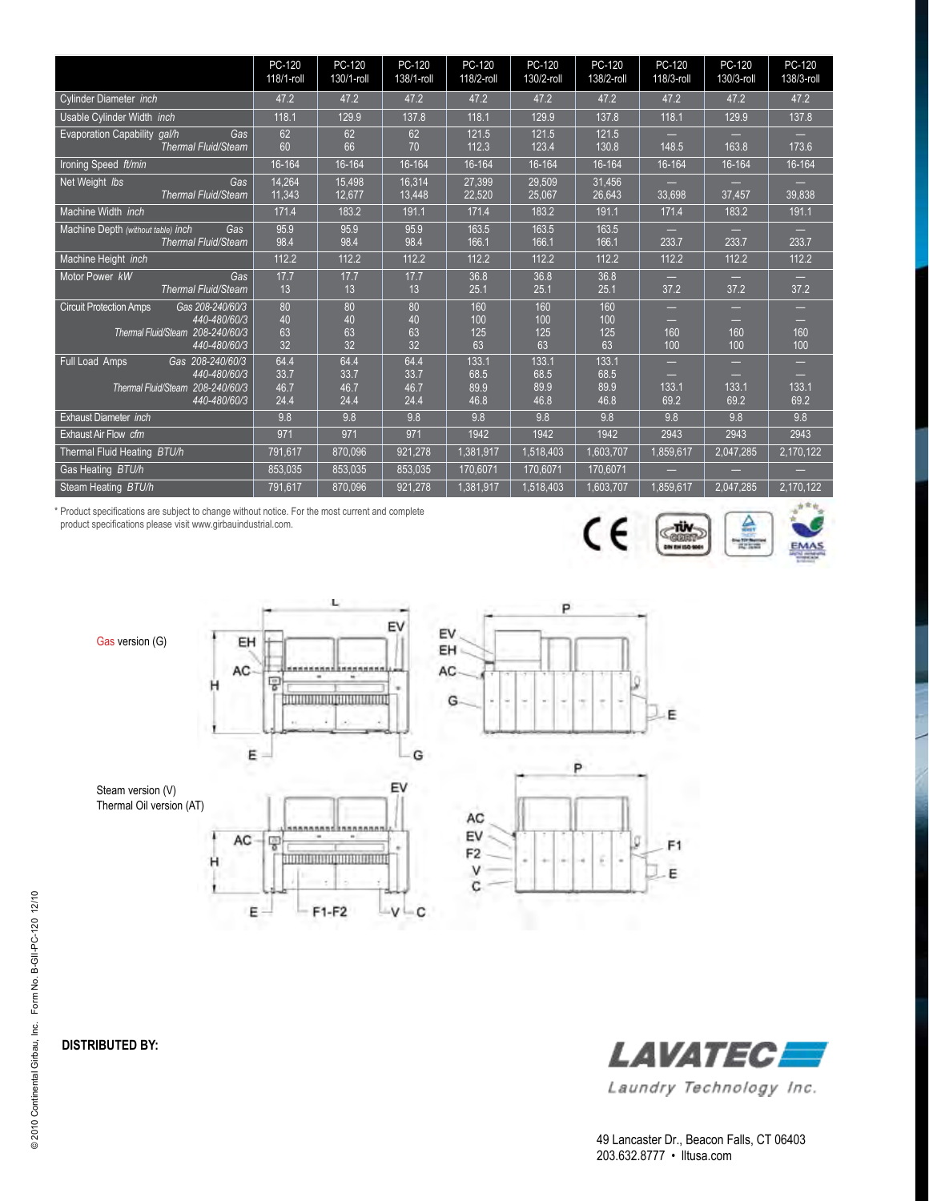| | PC-120 118/1-roll | PC-120 130/1-roll | PC-120 138/1-roll | PC-120 118/2-roll | PC-120 130/2-roll | PC-120 138/2-roll | PC-120 118/3-roll | PC-120 130/3-roll | PC-120 138/3-roll |
|---|---|---|---|---|---|---|---|---|---|
| Cylinder Diameter *inch* | 47.2 | 47.2 | 47.2 | 47.2 | 47.2 | 47.2 | 47.2 | 47.2 | 47.2 |
| Usable Cylinder Width *inch* | 118.1 | 129.9 | 137.8 | 118.1 | 129.9 | 137.8 | 118.1 | 129.9 | 137.8 |
| Evaporation Capability *gal/h* — Gas | 62 | 62 | 62 | 121.5 | 121.5 | 121.5 | — | — | — |
| Evaporation Capability *gal/h* — Thermal Fluid/Steam | 60 | 66 | 70 | 112.3 | 123.4 | 130.8 | 148.5 | 163.8 | 173.6 |
| Ironing Speed *ft/min* | 16-164 | 16-164 | 16-164 | 16-164 | 16-164 | 16-164 | 16-164 | 16-164 | 16-164 |
| Net Weight *lbs* — Gas | 14,264 | 15,498 | 16,314 | 27,399 | 29,509 | 31,456 | — | — | — |
| Net Weight *lbs* — Thermal Fluid/Steam | 11,343 | 12,677 | 13,448 | 22,520 | 25,067 | 26,643 | 33,698 | 37,457 | 39,838 |
| Machine Width *inch* | 171.4 | 183.2 | 191.1 | 171.4 | 183.2 | 191.1 | 171.4 | 183.2 | 191.1 |
| Machine Depth (without table) *inch* — Gas | 95.9 | 95.9 | 95.9 | 163.5 | 163.5 | 163.5 | — | — | — |
| Machine Depth (without table) *inch* — Thermal Fluid/Steam | 98.4 | 98.4 | 98.4 | 166.1 | 166.1 | 166.1 | 233.7 | 233.7 | 233.7 |
| Machine Height *inch* | 112.2 | 112.2 | 112.2 | 112.2 | 112.2 | 112.2 | 112.2 | 112.2 | 112.2 |
| Motor Power *kW* — Gas | 17.7 | 17.7 | 17.7 | 36.8 | 36.8 | 36.8 | — | — | — |
| Motor Power *kW* — Thermal Fluid/Steam | 13 | 13 | 13 | 25.1 | 25.1 | 25.1 | 37.2 | 37.2 | 37.2 |
| Circuit Protection Amps — Gas 208-240/60/3 | 80 | 80 | 80 | 160 | 160 | 160 | — | — | — |
| Circuit Protection Amps — Gas 440-480/60/3 | 40 | 40 | 40 | 100 | 100 | 100 | — | — | — |
| Circuit Protection Amps — Thermal Fluid/Steam 208-240/60/3 | 63 | 63 | 63 | 125 | 125 | 125 | 160 | 160 | 160 |
| Circuit Protection Amps — Thermal Fluid/Steam 440-480/60/3 | 32 | 32 | 32 | 63 | 63 | 63 | 100 | 100 | 100 |
| Full Load Amps — Gas 208-240/60/3 | 64.4 | 64.4 | 64.4 | 133.1 | 133.1 | 133.1 | — | — | — |
| Full Load Amps — Gas 440-480/60/3 | 33.7 | 33.7 | 33.7 | 68.5 | 68.5 | 68.5 | — | — | — |
| Full Load Amps — Thermal Fluid/Steam 208-240/60/3 | 46.7 | 46.7 | 46.7 | 89.9 | 89.9 | 89.9 | 133.1 | 133.1 | 133.1 |
| Full Load Amps — Thermal Fluid/Steam 440-480/60/3 | 24.4 | 24.4 | 24.4 | 46.8 | 46.8 | 46.8 | 69.2 | 69.2 | 69.2 |
| Exhaust Diameter *inch* | 9.8 | 9.8 | 9.8 | 9.8 | 9.8 | 9.8 | 9.8 | 9.8 | 9.8 |
| Exhaust Air Flow *cfm* | 971 | 971 | 971 | 1942 | 1942 | 1942 | 2943 | 2943 | 2943 |
| Thermal Fluid Heating *BTU/h* | 791,617 | 870,096 | 921,278 | 1,381,917 | 1,518,403 | 1,603,707 | 1,859,617 | 2,047,285 | 2,170,122 |
| Gas Heating *BTU/h* | 853,035 | 853,035 | 853,035 | 170,6071 | 170,6071 | 170,6071 | — | — | — |
| Steam Heating *BTU/h* | 791,617 | 870,096 | 921,278 | 1,381,917 | 1,518,403 | 1,603,707 | 1,859,617 | 2,047,285 | 2,170,122 |

\* Product specifications are subject to change without notice. For the most current and complete product specifications please visit www.girbauindustrial.com.

Gas version (G)

L
EV
EH
AC
H
E
G
P
EV
EH
AC
G
E

Steam version (V)
Thermal Oil version (AT)

EV
AC
H
E
F1-F2
V
C
P
AC
EV
F2
V
C
F1
E

**DISTRIBUTED BY:**

LAVATEC
Laundry Technology Inc.

49 Lancaster Dr., Beacon Falls, CT 06403
203.632.8777 • lltusa.com

© 2010 Continental Girbau, Inc. Form No. B-GII-PC-120 12/10